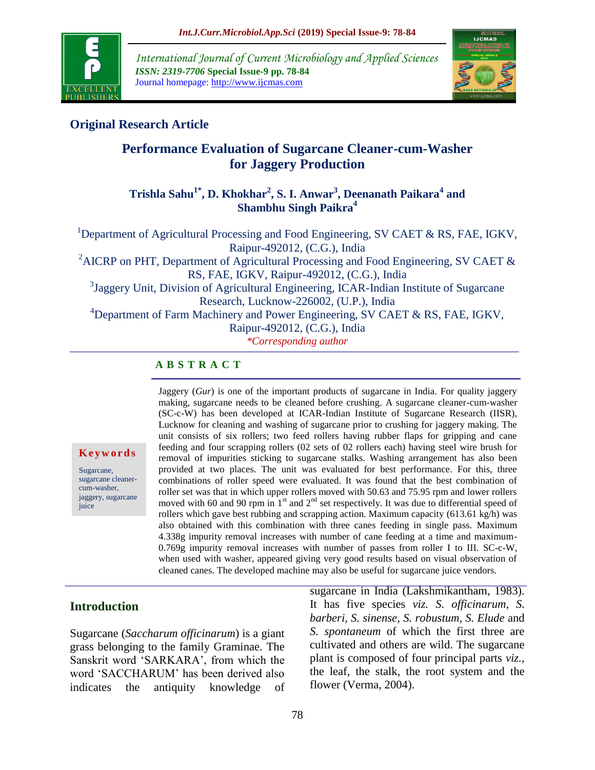## Original Research Article

# Performance Evaluation of Sugarcane Cleaner-cum-Washer for Jaggery Production

**Trishla Sahu[1*], D. Khokhar[2], S. I. Anwar[3], Deenanath Paikara[4] and Shambhu Singh Paikra[4]**

[1]Department of Agricultural Processing and Food Engineering, SV CAET & RS, FAE, IGKV, Raipur-492012, (C.G.), India

[2]AICRP on PHT, Department of Agricultural Processing and Food Engineering, SV CAET & RS, FAE, IGKV, Raipur-492012, (C.G.), India

[3]Jaggery Unit, Division of Agricultural Engineering, ICAR-Indian Institute of Sugarcane Research, Lucknow-226002, (U.P.), India

[4]Department of Farm Machinery and Power Engineering, SV CAET & RS, FAE, IGKV, Raipur-492012, (C.G.), India

*\*Corresponding author*

## ABSTRACT

Jaggery (*Gur*) is one of the important products of sugarcane in India. For quality jaggery making, sugarcane needs to be cleaned before crushing. A sugarcane cleaner-cum-washer (SC-c-W) has been developed at ICAR-Indian Institute of Sugarcane Research (IISR), Lucknow for cleaning and washing of sugarcane prior to crushing for jaggery making. The unit consists of six rollers; two feed rollers having rubber flaps for gripping and cane feeding and four scrapping rollers (02 sets of 02 rollers each) having steel wire brush for removal of impurities sticking to sugarcane stalks. Washing arrangement has also been provided at two places. The unit was evaluated for best performance. For this, three combinations of roller speed were evaluated. It was found that the best combination of roller set was that in which upper rollers moved with 50.63 and 75.95 rpm and lower rollers moved with 60 and 90 rpm in 1$^{st}$ and 2$^{nd}$ set respectively. It was due to differential speed of rollers which gave best rubbing and scrapping action. Maximum capacity (613.61 kg/h) was also obtained with this combination with three canes feeding in single pass. Maximum 4.338g impurity removal increases with number of cane feeding at a time and maximum-0.769g impurity removal increases with number of passes from roller I to III. SC-c-W, when used with washer, appeared giving very good results based on visual observation of cleaned canes. The developed machine may also be useful for sugarcane juice vendors.

**Keywords**

Sugarcane, sugarcane cleaner-cum-washer, jaggery, sugarcane juice

## Introduction

Sugarcane (*Saccharum officinarum*) is a giant grass belonging to the family Graminae. The Sanskrit word 'SARKARA', from which the word 'SACCHARUM' has been derived also indicates the antiquity knowledge of sugarcane in India (Lakshmikantham, 1983). It has five species *viz. S. officinarum*, *S. barberi*, *S. sinense*, *S. robustum*, *S. Elude* and *S. spontaneum* of which the first three are cultivated and others are wild. The sugarcane plant is composed of four principal parts *viz.*, the leaf, the stalk, the root system and the flower (Verma, 2004).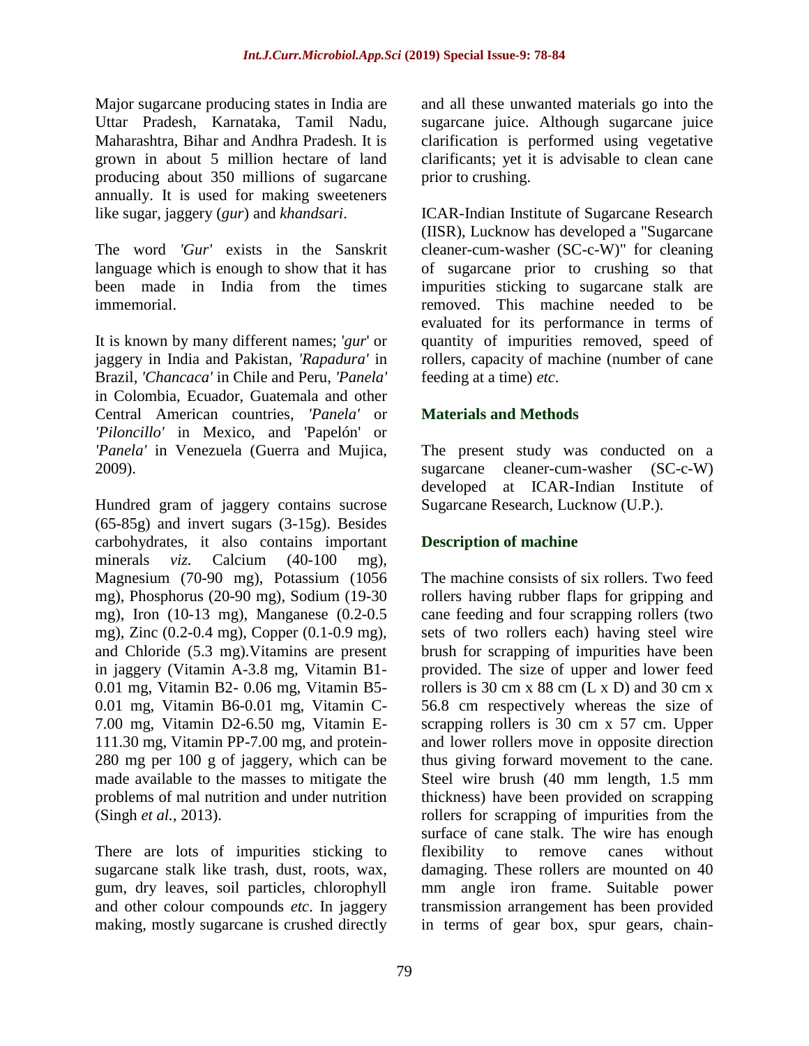Major sugarcane producing states in India are Uttar Pradesh, Karnataka, Tamil Nadu, Maharashtra, Bihar and Andhra Pradesh. It is grown in about 5 million hectare of land producing about 350 millions of sugarcane annually. It is used for making sweeteners like sugar, jaggery (*gur*) and *khandsari*.

The word *'Gur'* exists in the Sanskrit language which is enough to show that it has been made in India from the times immemorial.

It is known by many different names; '*gur*' or jaggery in India and Pakistan, *'Rapadura'* in Brazil, *'Chancaca'* in Chile and Peru, *'Panela'* in Colombia, Ecuador, Guatemala and other Central American countries, *'Panela'* or *'Piloncillo'* in Mexico, and 'Papelón' or *'Panela'* in Venezuela (Guerra and Mujica, 2009).

Hundred gram of jaggery contains sucrose (65-85g) and invert sugars (3-15g). Besides carbohydrates, it also contains important minerals *viz.* Calcium (40-100 mg), Magnesium (70-90 mg), Potassium (1056 mg), Phosphorus (20-90 mg), Sodium (19-30 mg), Iron (10-13 mg), Manganese (0.2-0.5 mg), Zinc (0.2-0.4 mg), Copper (0.1-0.9 mg), and Chloride (5.3 mg).Vitamins are present in jaggery (Vitamin A-3.8 mg, Vitamin B1-0.01 mg, Vitamin B2- 0.06 mg, Vitamin B5-0.01 mg, Vitamin B6-0.01 mg, Vitamin C-7.00 mg, Vitamin D2-6.50 mg, Vitamin E-111.30 mg, Vitamin PP-7.00 mg, and protein-280 mg per 100 g of jaggery, which can be made available to the masses to mitigate the problems of mal nutrition and under nutrition (Singh *et al.,* 2013).

There are lots of impurities sticking to sugarcane stalk like trash, dust, roots, wax, gum, dry leaves, soil particles, chlorophyll and other colour compounds *etc*. In jaggery making, mostly sugarcane is crushed directly and all these unwanted materials go into the sugarcane juice. Although sugarcane juice clarification is performed using vegetative clarificants; yet it is advisable to clean cane prior to crushing.

ICAR-Indian Institute of Sugarcane Research (IISR), Lucknow has developed a "Sugarcane cleaner-cum-washer (SC-c-W)" for cleaning of sugarcane prior to crushing so that impurities sticking to sugarcane stalk are removed. This machine needed to be evaluated for its performance in terms of quantity of impurities removed, speed of rollers, capacity of machine (number of cane feeding at a time) *etc*.

## Materials and Methods

The present study was conducted on a sugarcane cleaner-cum-washer (SC-c-W) developed at ICAR-Indian Institute of Sugarcane Research, Lucknow (U.P.).

### Description of machine

The machine consists of six rollers. Two feed rollers having rubber flaps for gripping and cane feeding and four scrapping rollers (two sets of two rollers each) having steel wire brush for scrapping of impurities have been provided. The size of upper and lower feed rollers is 30 cm x 88 cm (L x D) and 30 cm x 56.8 cm respectively whereas the size of scrapping rollers is 30 cm x 57 cm. Upper and lower rollers move in opposite direction thus giving forward movement to the cane. Steel wire brush (40 mm length, 1.5 mm thickness) have been provided on scrapping rollers for scrapping of impurities from the surface of cane stalk. The wire has enough flexibility to remove canes without damaging. These rollers are mounted on 40 mm angle iron frame. Suitable power transmission arrangement has been provided in terms of gear box, spur gears, chain-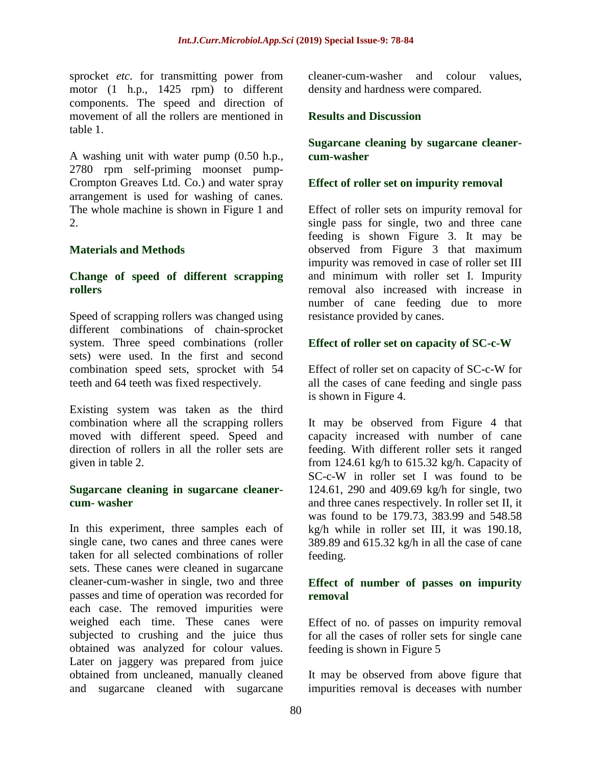sprocket *etc*. for transmitting power from motor (1 h.p., 1425 rpm) to different components. The speed and direction of movement of all the rollers are mentioned in table 1.

A washing unit with water pump (0.50 h.p., 2780 rpm self-priming moonset pump- Crompton Greaves Ltd. Co.) and water spray arrangement is used for washing of canes. The whole machine is shown in Figure 1 and 2.

## Materials and Methods

### Change of speed of different scrapping rollers

Speed of scrapping rollers was changed using different combinations of chain-sprocket system. Three speed combinations (roller sets) were used. In the first and second combination speed sets, sprocket with 54 teeth and 64 teeth was fixed respectively.

Existing system was taken as the third combination where all the scrapping rollers moved with different speed. Speed and direction of rollers in all the roller sets are given in table 2.

### Sugarcane cleaning in sugarcane cleaner-cum- washer

In this experiment, three samples each of single cane, two canes and three canes were taken for all selected combinations of roller sets. These canes were cleaned in sugarcane cleaner-cum-washer in single, two and three passes and time of operation was recorded for each case. The removed impurities were weighed each time. These canes were subjected to crushing and the juice thus obtained was analyzed for colour values. Later on jaggery was prepared from juice obtained from uncleaned, manually cleaned and sugarcane cleaned with sugarcane cleaner-cum-washer and colour values, density and hardness were compared.

## Results and Discussion

### Sugarcane cleaning by sugarcane cleaner-cum-washer

### Effect of roller set on impurity removal

Effect of roller sets on impurity removal for single pass for single, two and three cane feeding is shown Figure 3. It may be observed from Figure 3 that maximum impurity was removed in case of roller set III and minimum with roller set I. Impurity removal also increased with increase in number of cane feeding due to more resistance provided by canes.

### Effect of roller set on capacity of SC-c-W

Effect of roller set on capacity of SC-c-W for all the cases of cane feeding and single pass is shown in Figure 4.

It may be observed from Figure 4 that capacity increased with number of cane feeding. With different roller sets it ranged from 124.61 kg/h to 615.32 kg/h. Capacity of SC-c-W in roller set I was found to be 124.61, 290 and 409.69 kg/h for single, two and three canes respectively. In roller set II, it was found to be 179.73, 383.99 and 548.58 kg/h while in roller set III, it was 190.18, 389.89 and 615.32 kg/h in all the case of cane feeding.

### Effect of number of passes on impurity removal

Effect of no. of passes on impurity removal for all the cases of roller sets for single cane feeding is shown in Figure 5

It may be observed from above figure that impurities removal is deceases with number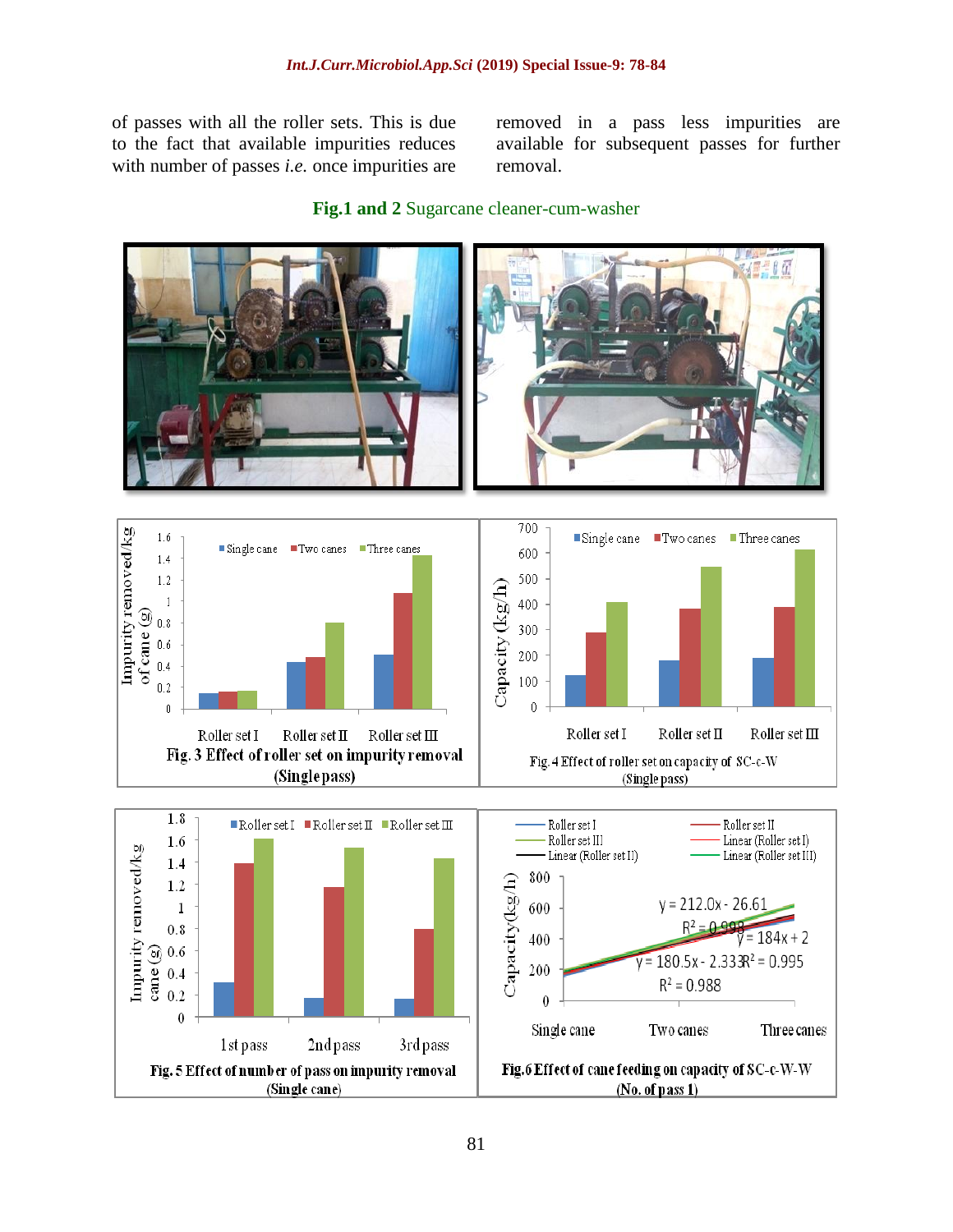of passes with all the roller sets. This is due to the fact that available impurities reduces with number of passes *i.e.* once impurities are removed in a pass less impurities are available for subsequent passes for further removal.

**Fig.1 and 2** Sugarcane cleaner-cum-washer

Fig. 3 Effect of roller set on impurity removal (Single pass)

Fig. 4 Effect of roller set on capacity of SC-c-W (Single pass)

Fig. 5 Effect of number of pass on impurity removal (Single cane)

Fig. 6 Effect of cane feeding on capacity of SC-c-W-W (No. of pass 1)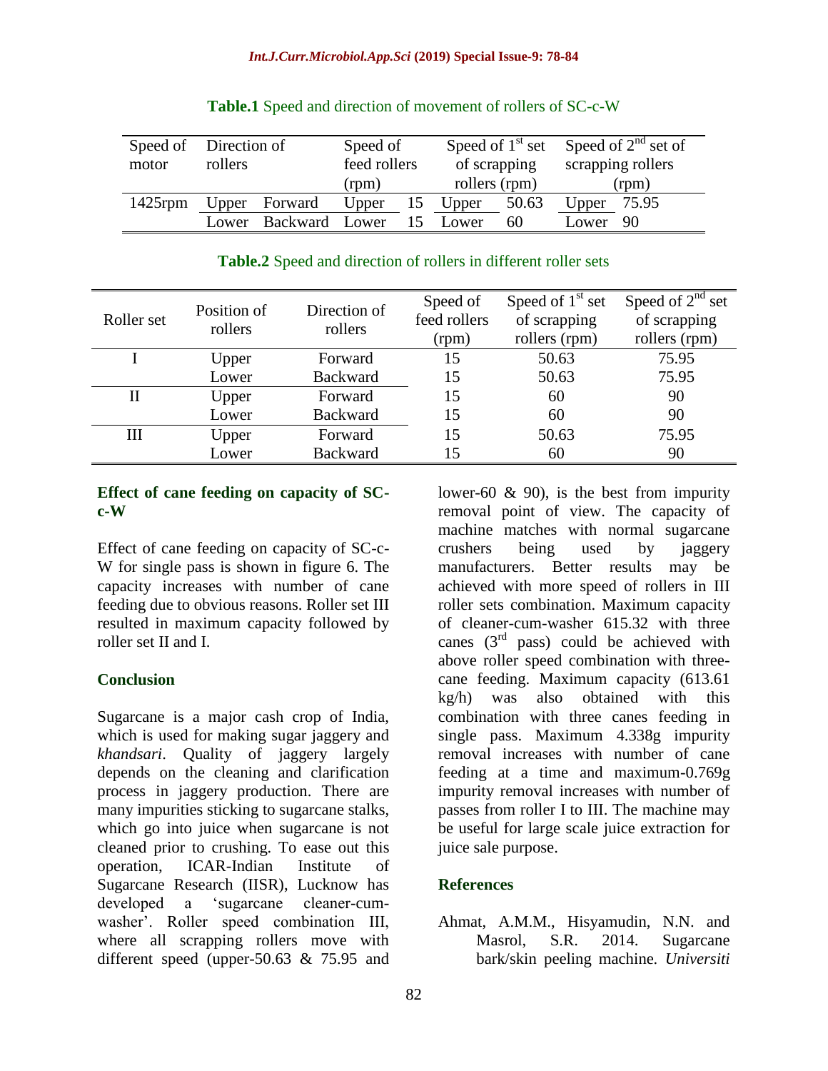**Table.1** Speed and direction of movement of rollers of SC-c-W

| Speed of motor | Direction of rollers | | Speed of feed rollers (rpm) | | Speed of 1st set of scrapping rollers (rpm) | | Speed of 2nd set of scrapping rollers (rpm) | |
|---|---|---|---|---|---|---|---|---|
| 1425rpm | Upper | Forward | Upper | 15 | Upper | 50.63 | Upper | 75.95 |
| | Lower | Backward | Lower | 15 | Lower | 60 | Lower | 90 |

**Table.2** Speed and direction of rollers in different roller sets

| Roller set | Position of rollers | Direction of rollers | Speed of feed rollers (rpm) | Speed of 1st set of scrapping rollers (rpm) | Speed of 2nd set of scrapping rollers (rpm) |
|---|---|---|---|---|---|
| I | Upper | Forward | 15 | 50.63 | 75.95 |
| | Lower | Backward | 15 | 50.63 | 75.95 |
| II | Upper | Forward | 15 | 60 | 90 |
| | Lower | Backward | 15 | 60 | 90 |
| III | Upper | Forward | 15 | 50.63 | 75.95 |
| | Lower | Backward | 15 | 60 | 90 |

### Effect of cane feeding on capacity of SC-c-W

Effect of cane feeding on capacity of SC-c-W for single pass is shown in figure 6. The capacity increases with number of cane feeding due to obvious reasons. Roller set III resulted in maximum capacity followed by roller set II and I.

## Conclusion

Sugarcane is a major cash crop of India, which is used for making sugar jaggery and *khandsari*. Quality of jaggery largely depends on the cleaning and clarification process in jaggery production. There are many impurities sticking to sugarcane stalks, which go into juice when sugarcane is not cleaned prior to crushing. To ease out this operation, ICAR-Indian Institute of Sugarcane Research (IISR), Lucknow has developed a 'sugarcane cleaner-cum-washer'. Roller speed combination III, where all scrapping rollers move with different speed (upper-50.63 & 75.95 and lower-60 & 90), is the best from impurity removal point of view. The capacity of machine matches with normal sugarcane crushers being used by jaggery manufacturers. Better results may be achieved with more speed of rollers in III roller sets combination. Maximum capacity of cleaner-cum-washer 615.32 with three canes (3rd pass) could be achieved with above roller speed combination with three-cane feeding. Maximum capacity (613.61 kg/h) was also obtained with this combination with three canes feeding in single pass. Maximum 4.338g impurity removal increases with number of cane feeding at a time and maximum-0.769g impurity removal increases with number of passes from roller I to III. The machine may be useful for large scale juice extraction for juice sale purpose.

## References

Ahmat, A.M.M., Hisyamudin, N.N. and Masrol, S.R. 2014. Sugarcane bark/skin peeling machine. *Universiti*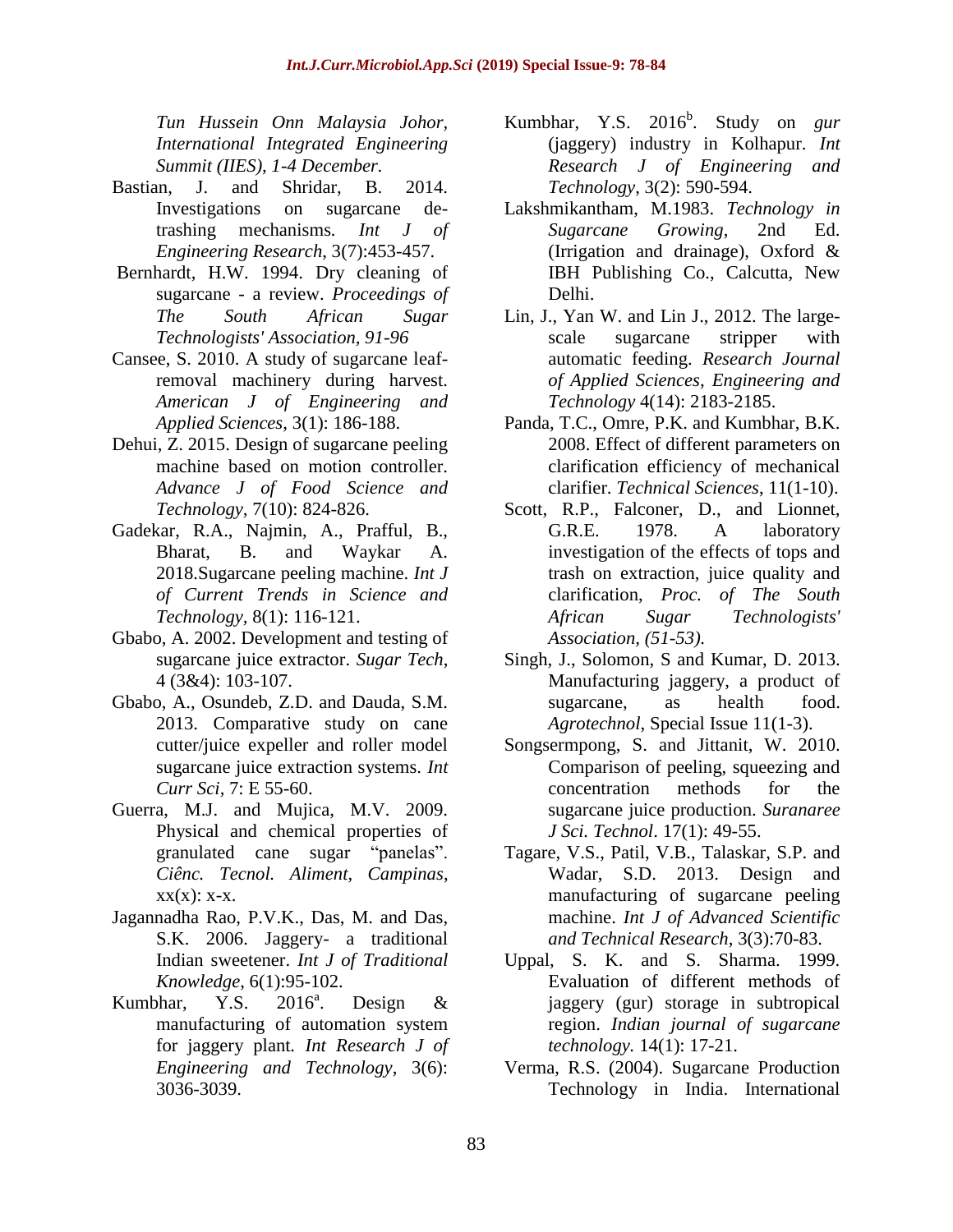*Tun Hussein Onn Malaysia Johor, International Integrated Engineering Summit (IIES), 1-4 December.*

Bastian, J. and Shridar, B. 2014. Investigations on sugarcane de-trashing mechanisms. *Int J of Engineering Research*, 3(7):453-457.

Bernhardt, H.W. 1994. Dry cleaning of sugarcane - a review. *Proceedings of The South African Sugar Technologists' Association, 91-96*

Cansee, S. 2010. A study of sugarcane leaf-removal machinery during harvest. *American J of Engineering and Applied Sciences*, 3(1): 186-188.

Dehui, Z. 2015. Design of sugarcane peeling machine based on motion controller. *Advance J of Food Science and Technology*, 7(10): 824-826.

Gadekar, R.A., Najmin, A., Prafful, B., Bharat, B. and Waykar A. 2018.Sugarcane peeling machine. *Int J of Current Trends in Science and Technology*, 8(1): 116-121.

Gbabo, A. 2002. Development and testing of sugarcane juice extractor. *Sugar Tech*, 4 (3&4): 103-107.

Gbabo, A., Osundeb, Z.D. and Dauda, S.M. 2013. Comparative study on cane cutter/juice expeller and roller model sugarcane juice extraction systems. *Int Curr Sci*, 7: E 55-60.

Guerra, M.J. and Mujica, M.V. 2009. Physical and chemical properties of granulated cane sugar "panelas". *Ciênc. Tecnol. Aliment, Campinas*, xx(x): x-x.

Jagannadha Rao, P.V.K., Das, M. and Das, S.K. 2006. Jaggery- a traditional Indian sweetener. *Int J of Traditional Knowledge*, 6(1):95-102.

Kumbhar, Y.S. 2016[a]. Design & manufacturing of automation system for jaggery plant. *Int Research J of Engineering and Technology*, 3(6): 3036-3039.

Kumbhar, Y.S. 2016[b]. Study on *gur* (jaggery) industry in Kolhapur. *Int Research J of Engineering and Technology*, 3(2): 590-594.

Lakshmikantham, M.1983. *Technology in Sugarcane Growing*, 2nd Ed. (Irrigation and drainage), Oxford & IBH Publishing Co., Calcutta, New Delhi.

Lin, J., Yan W. and Lin J., 2012. The large-scale sugarcane stripper with automatic feeding. *Research Journal of Applied Sciences, Engineering and Technology* 4(14): 2183-2185.

Panda, T.C., Omre, P.K. and Kumbhar, B.K. 2008. Effect of different parameters on clarification efficiency of mechanical clarifier. *Technical Sciences*, 11(1-10).

Scott, R.P., Falconer, D., and Lionnet, G.R.E. 1978. A laboratory investigation of the effects of tops and trash on extraction, juice quality and clarification, *Proc. of The South African Sugar Technologists' Association, (51-53).*

Singh, J., Solomon, S and Kumar, D. 2013. Manufacturing jaggery, a product of sugarcane, as health food. *Agrotechnol*, Special Issue 11(1-3).

Songsermpong, S. and Jittanit, W. 2010. Comparison of peeling, squeezing and concentration methods for the sugarcane juice production. *Suranaree J Sci. Technol*. 17(1): 49-55.

Tagare, V.S., Patil, V.B., Talaskar, S.P. and Wadar, S.D. 2013. Design and manufacturing of sugarcane peeling machine. *Int J of Advanced Scientific and Technical Research*, 3(3):70-83.

Uppal, S. K. and S. Sharma. 1999. Evaluation of different methods of jaggery (gur) storage in subtropical region. *Indian journal of sugarcane technology.* 14(1): 17-21.

Verma, R.S. (2004). Sugarcane Production Technology in India. International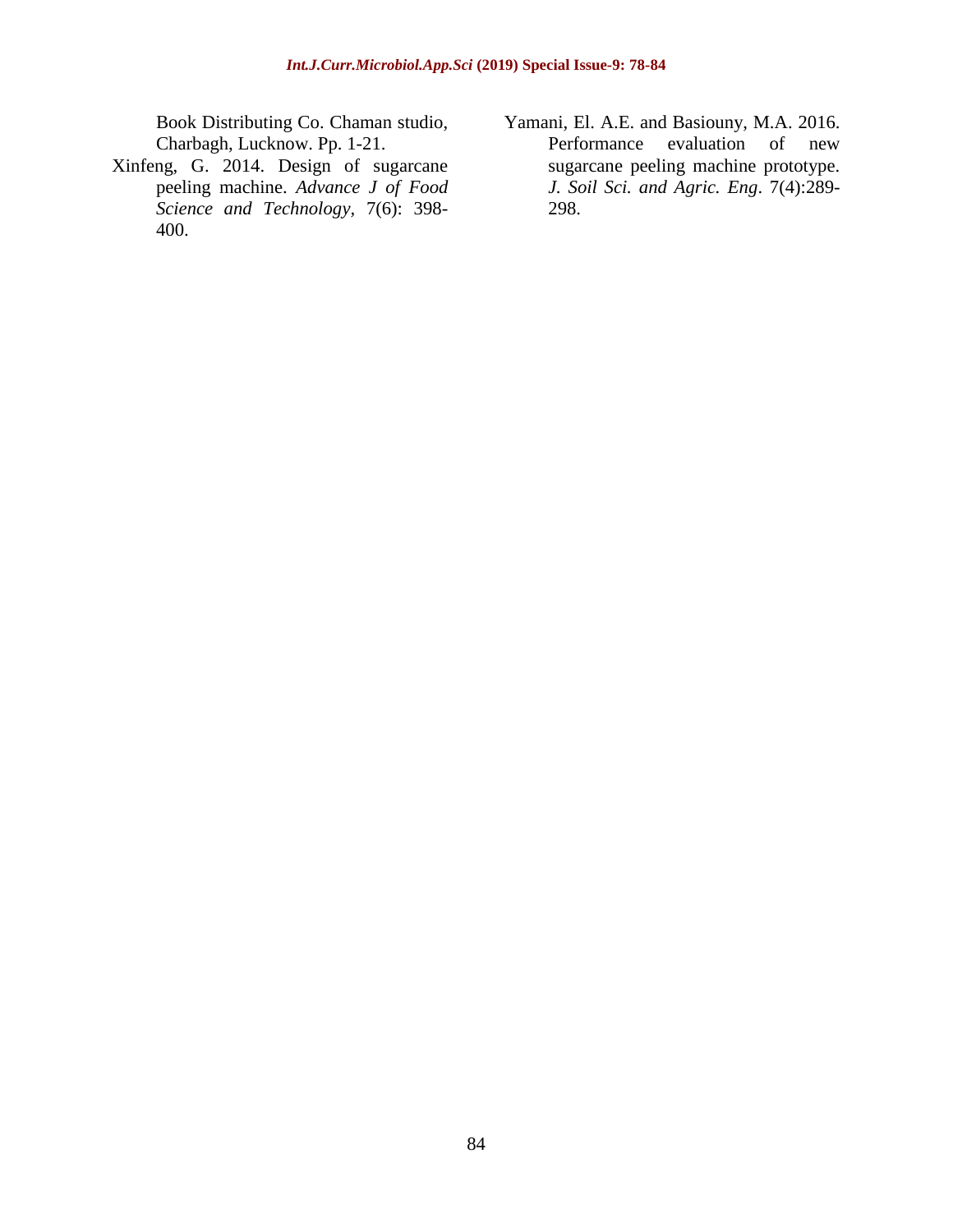Book Distributing Co. Chaman studio, Charbagh, Lucknow. Pp. 1-21.

Xinfeng, G. 2014. Design of sugarcane peeling machine. *Advance J of Food Science and Technology*, 7(6): 398-400.

Yamani, El. A.E. and Basiouny, M.A. 2016. Performance evaluation of new sugarcane peeling machine prototype. *J. Soil Sci. and Agric. Eng*. 7(4):289-298.